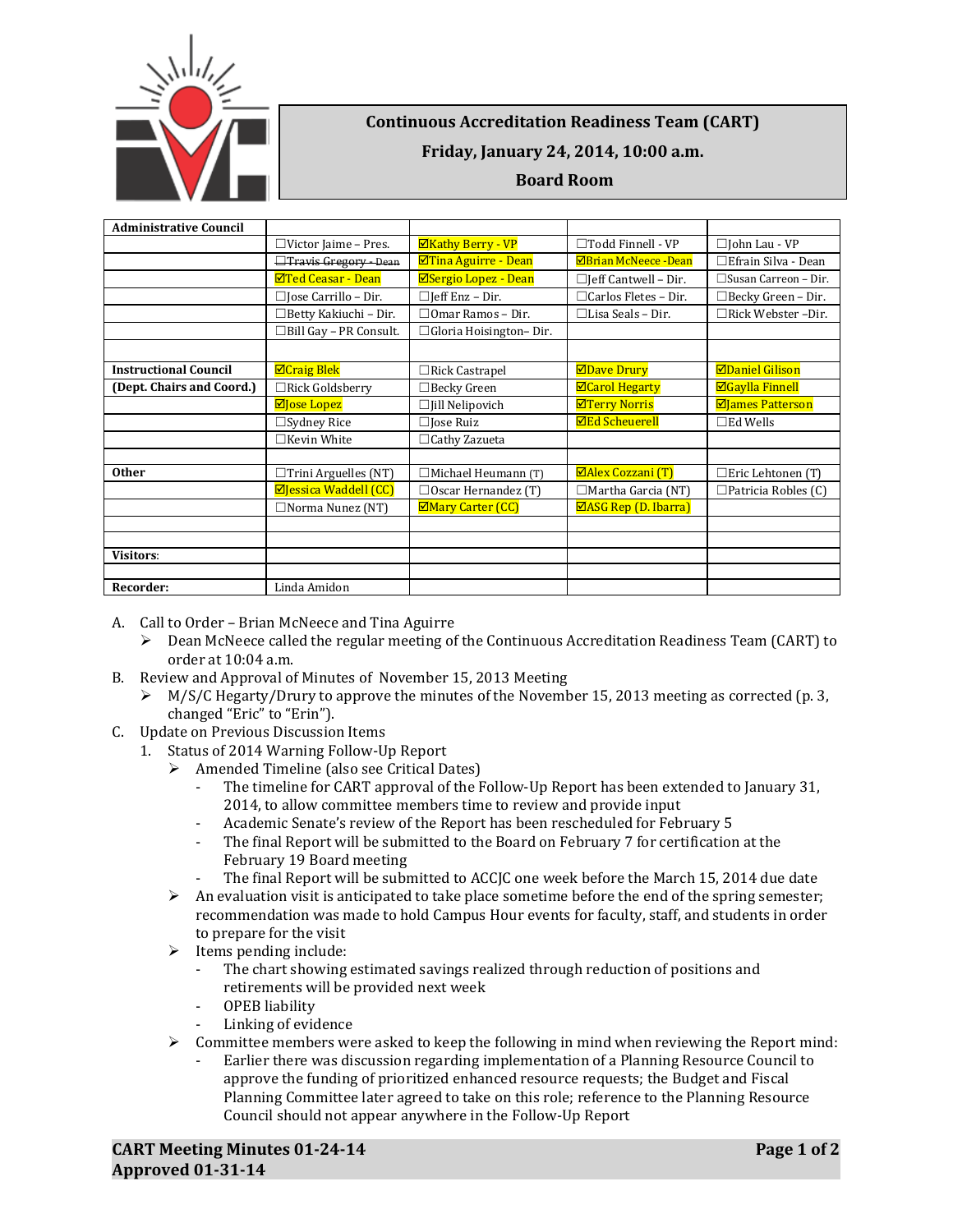# Continuous Accreditation Readiness Team (CART)

**Friday, January 24, 2014, 10:00 a.m.**

**Board Room**

| **Administrative Council** | | | | |
|---|---|---|---|---|
| | ☐Victor Jaime – Pres. | ☑Kathy Berry - VP | ☐Todd Finnell - VP | ☐John Lau - VP |
| | ☐~~Travis Gregory - Dean~~ | ☑Tina Aguirre - Dean | ☑Brian McNeece -Dean | ☐Efrain Silva - Dean |
| | ☑Ted Ceasar - Dean | ☑Sergio Lopez - Dean | ☐Jeff Cantwell – Dir. | ☐Susan Carreon – Dir. |
| | ☐Jose Carrillo – Dir. | ☐Jeff Enz – Dir. | ☐Carlos Fletes – Dir. | ☐Becky Green – Dir. |
| | ☐Betty Kakiuchi – Dir. | ☐Omar Ramos – Dir. | ☐Lisa Seals – Dir. | ☐Rick Webster –Dir. |
| | ☐Bill Gay – PR Consult. | ☐Gloria Hoisington– Dir. | | |
| | | | | |
| **Instructional Council** | ☑Craig Blek | ☐Rick Castrapel | ☑Dave Drury | ☑Daniel Gilison |
| **(Dept. Chairs and Coord.)** | ☐Rick Goldsberry | ☐Becky Green | ☑Carol Hegarty | ☑Gaylla Finnell |
| | ☑Jose Lopez | ☐Jill Nelipovich | ☑Terry Norris | ☑James Patterson |
| | ☐Sydney Rice | ☐Jose Ruiz | ☑Ed Scheuerell | ☐Ed Wells |
| | ☐Kevin White | ☐Cathy Zazueta | | |
| | | | | |
| **Other** | ☐Trini Arguelles (NT) | ☐Michael Heumann (T) | ☑Alex Cozzani (T) | ☐Eric Lehtonen (T) |
| | ☑Jessica Waddell (CC) | ☐Oscar Hernandez (T) | ☐Martha Garcia (NT) | ☐Patricia Robles (C) |
| | ☐Norma Nunez (NT) | ☑Mary Carter (CC) | ☑ASG Rep (D. Ibarra) | |
| | | | | |
| | | | | |
| **Visitors**: | | | | |
| | | | | |
| **Recorder:** | Linda Amidon | | | |

A. Call to Order – Brian McNeece and Tina Aguirre
   - Dean McNeece called the regular meeting of the Continuous Accreditation Readiness Team (CART) to order at 10:04 a.m.

B. Review and Approval of Minutes of November 15, 2013 Meeting
   - M/S/C Hegarty/Drury to approve the minutes of the November 15, 2013 meeting as corrected (p. 3, changed "Eric" to "Erin").

C. Update on Previous Discussion Items
   1. Status of 2014 Warning Follow-Up Report
      - Amended Timeline (also see Critical Dates)
         - The timeline for CART approval of the Follow-Up Report has been extended to January 31, 2014, to allow committee members time to review and provide input
         - Academic Senate's review of the Report has been rescheduled for February 5
         - The final Report will be submitted to the Board on February 7 for certification at the February 19 Board meeting
         - The final Report will be submitted to ACCJC one week before the March 15, 2014 due date
      - An evaluation visit is anticipated to take place sometime before the end of the spring semester; recommendation was made to hold Campus Hour events for faculty, staff, and students in order to prepare for the visit
      - Items pending include:
         - The chart showing estimated savings realized through reduction of positions and retirements will be provided next week
         - OPEB liability
         - Linking of evidence
      - Committee members were asked to keep the following in mind when reviewing the Report mind:
         - Earlier there was discussion regarding implementation of a Planning Resource Council to approve the funding of prioritized enhanced resource requests; the Budget and Fiscal Planning Committee later agreed to take on this role; reference to the Planning Resource Council should not appear anywhere in the Follow-Up Report

**CART Meeting Minutes 01-24-14**
**Approved 01-31-14**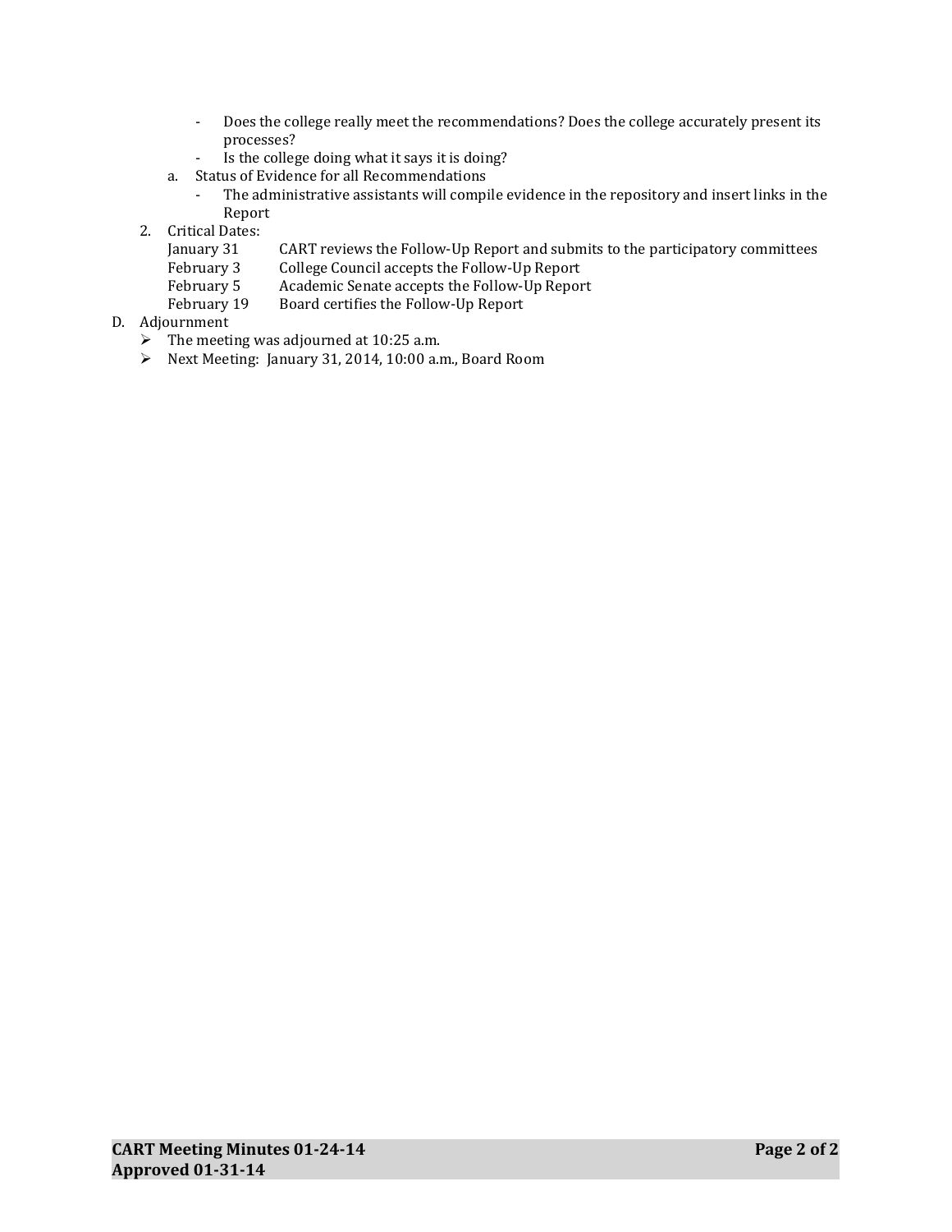- Does the college really meet the recommendations? Does the college accurately present its processes?
- Is the college doing what it says it is doing?

a. Status of Evidence for all Recommendations
   - The administrative assistants will compile evidence in the repository and insert links in the Report

2. Critical Dates:

| | |
|---|---|
| January 31 | CART reviews the Follow-Up Report and submits to the participatory committees |
| February 3 | College Council accepts the Follow-Up Report |
| February 5 | Academic Senate accepts the Follow-Up Report |
| February 19 | Board certifies the Follow-Up Report |

D. Adjournment
- The meeting was adjourned at 10:25 a.m.
- Next Meeting: January 31, 2014, 10:00 a.m., Board Room

**CART Meeting Minutes 01-24-14**
**Approved 01-31-14**